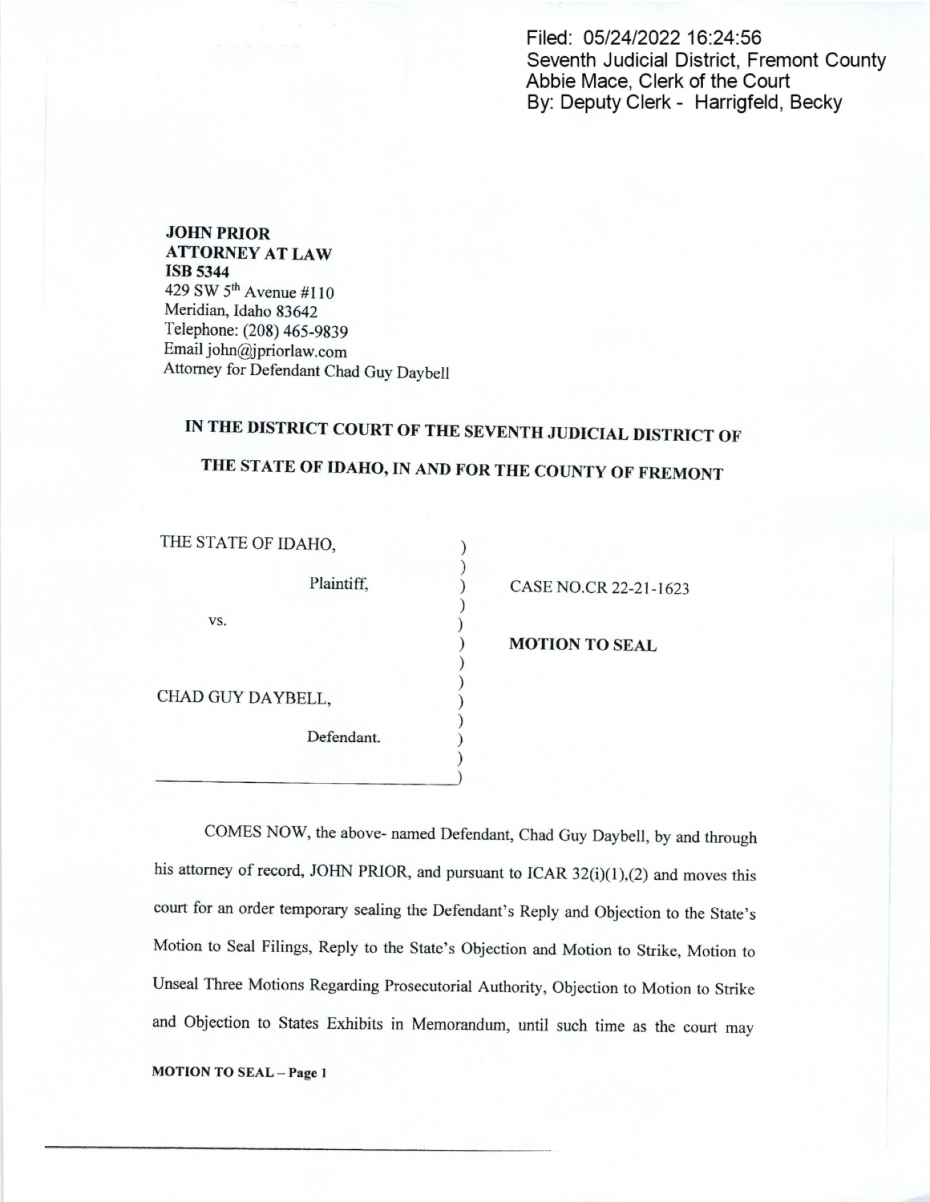Filed: 05/24/2022 16:24:56
Seventh Judicial District, Fremont County
Abbie Mace, Clerk of the Court
By: Deputy Clerk - Harrigfeld, Becky

**JOHN PRIOR**
**ATTORNEY AT LAW**
**ISB 5344**
429 SW 5th Avenue #110
Meridian, Idaho 83642
Telephone: (208) 465-9839
Email john@jpriorlaw.com
Attorney for Defendant Chad Guy Daybell

## IN THE DISTRICT COURT OF THE SEVENTH JUDICIAL DISTRICT OF THE STATE OF IDAHO, IN AND FOR THE COUNTY OF FREMONT

THE STATE OF IDAHO,

Plaintiff,

vs.

CHAD GUY DAYBELL,

Defendant.

CASE NO.CR 22-21-1623

**MOTION TO SEAL**

COMES NOW, the above- named Defendant, Chad Guy Daybell, by and through his attorney of record, JOHN PRIOR, and pursuant to ICAR 32(i)(1),(2) and moves this court for an order temporary sealing the Defendant's Reply and Objection to the State's Motion to Seal Filings, Reply to the State's Objection and Motion to Strike, Motion to Unseal Three Motions Regarding Prosecutorial Authority, Objection to Motion to Strike and Objection to States Exhibits in Memorandum, until such time as the court may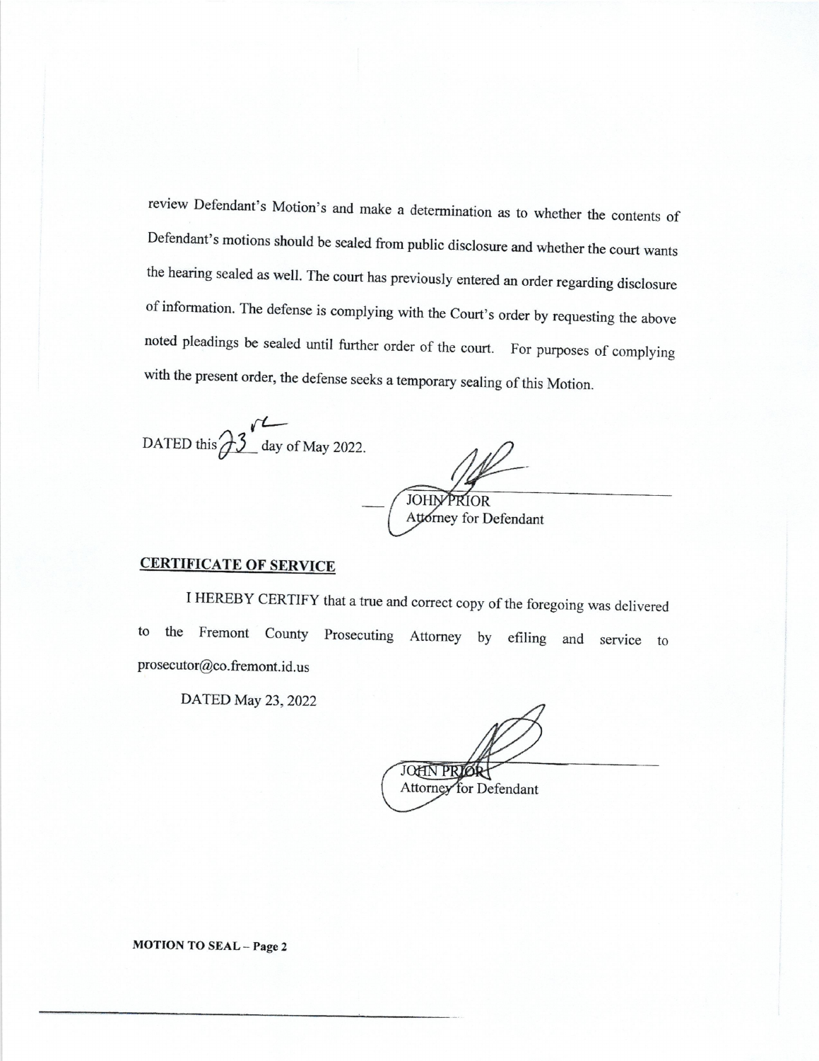review Defendant's Motion's and make a determination as to whether the contents of Defendant's motions should be sealed from public disclosure and whether the court wants the hearing sealed as well. The court has previously entered an order regarding disclosure of information. The defense is complying with the Court's order by requesting the above noted pleadings be sealed until further order of the court. For purposes of complying with the present order, the defense seeks a temporary sealing of this Motion.

DATED this 23rd day of May 2022.

JOHN PRIOR
Attorney for Defendant

## CERTIFICATE OF SERVICE

I HEREBY CERTIFY that a true and correct copy of the foregoing was delivered to the Fremont County Prosecuting Attorney by efiling and service to prosecutor@co.fremont.id.us

DATED May 23, 2022

JOHN PRIOR
Attorney for Defendant

**MOTION TO SEAL – Page 2**